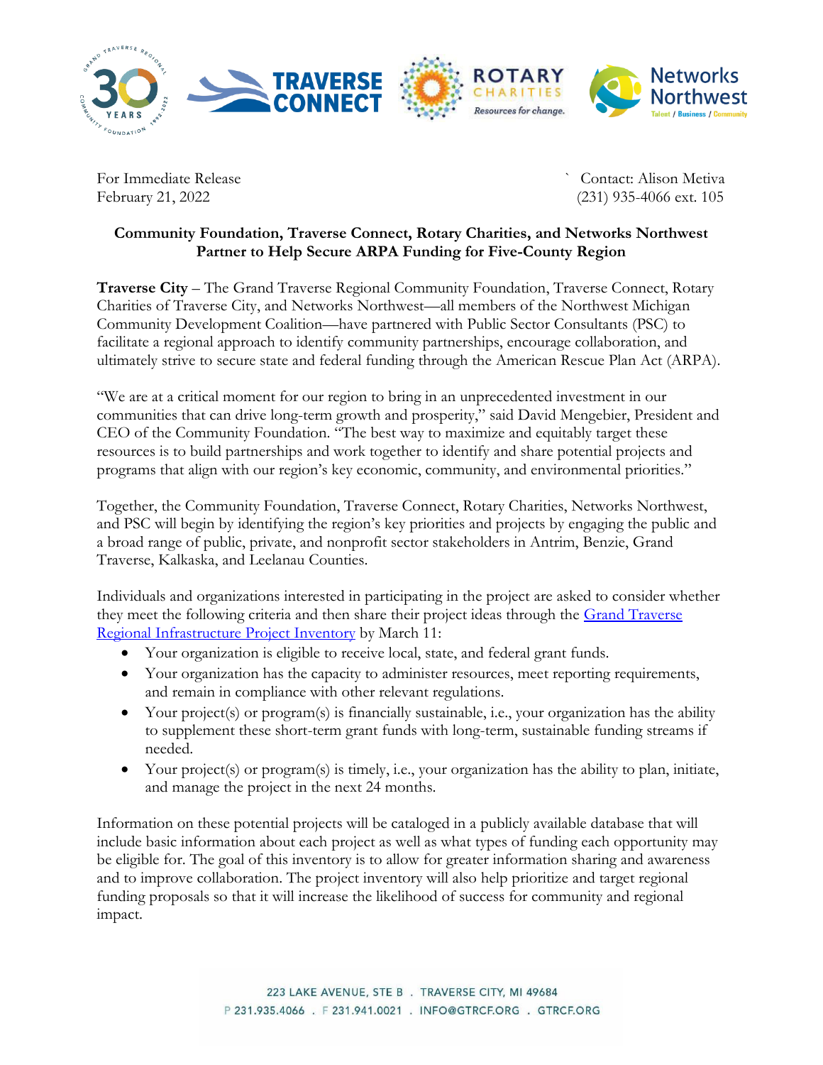For Immediate Release
February 21, 2022

Contact: Alison Metiva
(231) 935-4066 ext. 105

**Community Foundation, Traverse Connect, Rotary Charities, and Networks Northwest Partner to Help Secure ARPA Funding for Five-County Region**

**Traverse City** – The Grand Traverse Regional Community Foundation, Traverse Connect, Rotary Charities of Traverse City, and Networks Northwest—all members of the Northwest Michigan Community Development Coalition—have partnered with Public Sector Consultants (PSC) to facilitate a regional approach to identify community partnerships, encourage collaboration, and ultimately strive to secure state and federal funding through the American Rescue Plan Act (ARPA).

"We are at a critical moment for our region to bring in an unprecedented investment in our communities that can drive long-term growth and prosperity," said David Mengebier, President and CEO of the Community Foundation. "The best way to maximize and equitably target these resources is to build partnerships and work together to identify and share potential projects and programs that align with our region's key economic, community, and environmental priorities."

Together, the Community Foundation, Traverse Connect, Rotary Charities, Networks Northwest, and PSC will begin by identifying the region's key priorities and projects by engaging the public and a broad range of public, private, and nonprofit sector stakeholders in Antrim, Benzie, Grand Traverse, Kalkaska, and Leelanau Counties.

Individuals and organizations interested in participating in the project are asked to consider whether they meet the following criteria and then share their project ideas through the Grand Traverse Regional Infrastructure Project Inventory by March 11:

- Your organization is eligible to receive local, state, and federal grant funds.
- Your organization has the capacity to administer resources, meet reporting requirements, and remain in compliance with other relevant regulations.
- Your project(s) or program(s) is financially sustainable, i.e., your organization has the ability to supplement these short-term grant funds with long-term, sustainable funding streams if needed.
- Your project(s) or program(s) is timely, i.e., your organization has the ability to plan, initiate, and manage the project in the next 24 months.

Information on these potential projects will be cataloged in a publicly available database that will include basic information about each project as well as what types of funding each opportunity may be eligible for. The goal of this inventory is to allow for greater information sharing and awareness and to improve collaboration. The project inventory will also help prioritize and target regional funding proposals so that it will increase the likelihood of success for community and regional impact.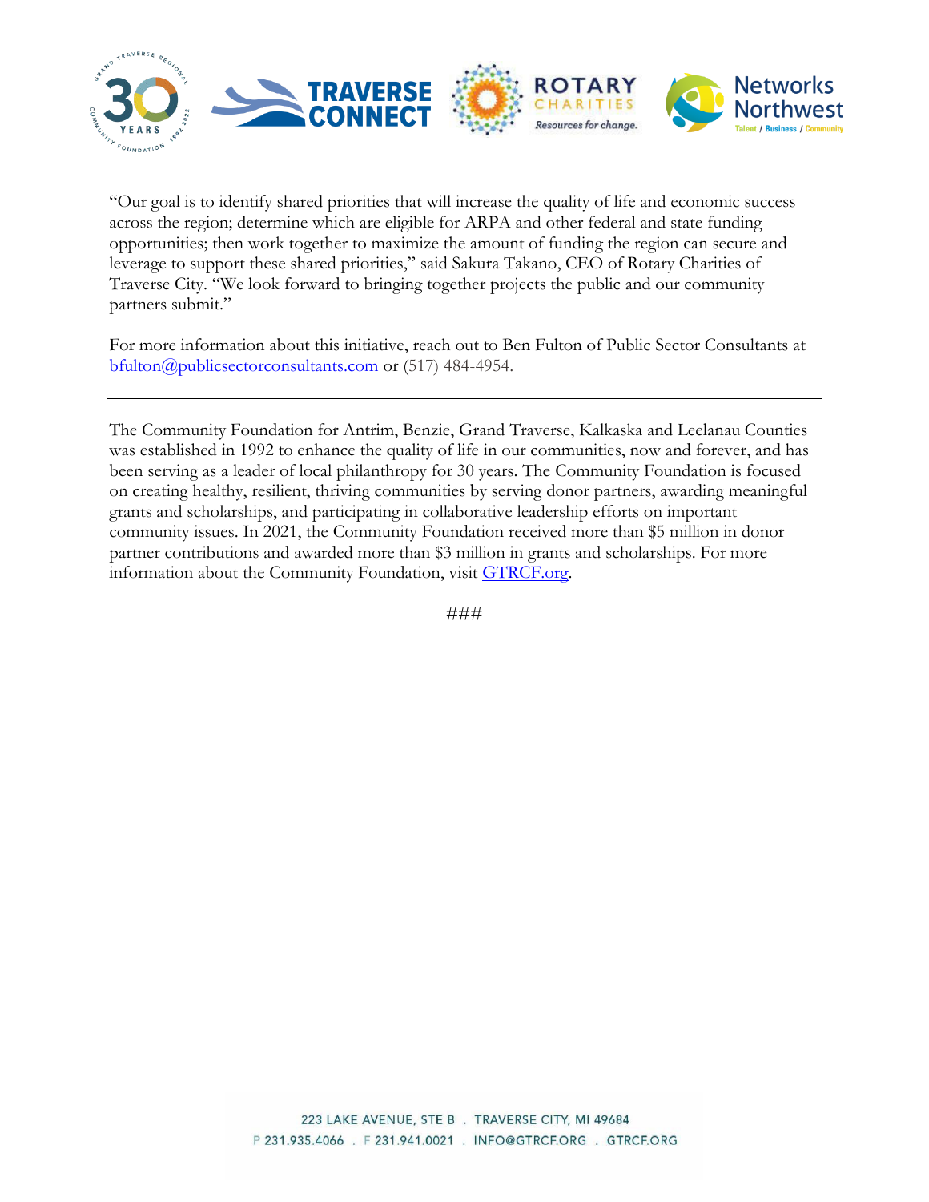"Our goal is to identify shared priorities that will increase the quality of life and economic success across the region; determine which are eligible for ARPA and other federal and state funding opportunities; then work together to maximize the amount of funding the region can secure and leverage to support these shared priorities," said Sakura Takano, CEO of Rotary Charities of Traverse City. "We look forward to bringing together projects the public and our community partners submit."

For more information about this initiative, reach out to Ben Fulton of Public Sector Consultants at bfulton@publicsectorconsultants.com or (517) 484-4954.

---

The Community Foundation for Antrim, Benzie, Grand Traverse, Kalkaska and Leelanau Counties was established in 1992 to enhance the quality of life in our communities, now and forever, and has been serving as a leader of local philanthropy for 30 years. The Community Foundation is focused on creating healthy, resilient, thriving communities by serving donor partners, awarding meaningful grants and scholarships, and participating in collaborative leadership efforts on important community issues. In 2021, the Community Foundation received more than $5 million in donor partner contributions and awarded more than $3 million in grants and scholarships. For more information about the Community Foundation, visit GTRCF.org.

###